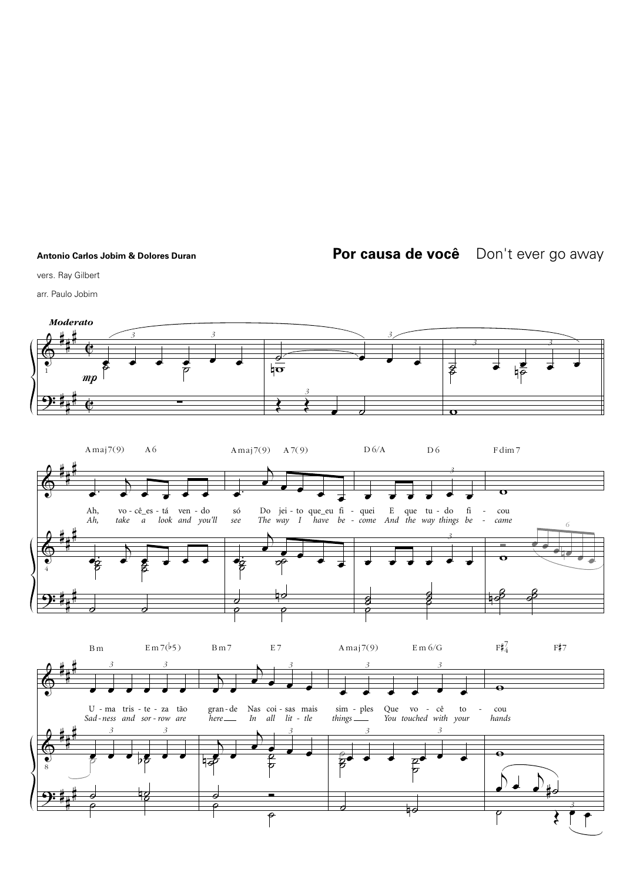**Antonio Carlos Jobim & Dolores Duran**

vers. Ray Gilbert

arr. Paulo Jobim

# Por causa de você   Don't ever go away

*Moderato*

Amaj7(9) A6 Amaj7(9) A7(9) D6/A D6 Fdim7

Ah, vo - cê_es - tá ven - do só Do jei - to que_eu fi - quei E que tu - do fi - cou

*Ah, take a look and you'll see The way I have be - come And the way things be - came*

Bm Em7(♭5) Bm7 E7 Amaj7(9) Em6/G F♯7/4 F♯7

U - ma tris - te - za tão gran - de Nas coi - sas mais sim - ples Que vo - cê to - cou

*Sad - ness and sor - row are here In all lit - tle things You touched with your hands*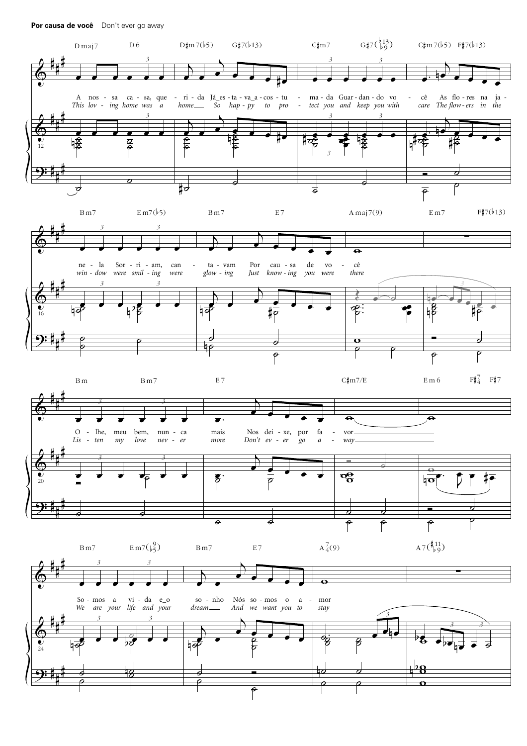**Por causa de você** Don't ever go away

Dmaj7 D6 D♯m7(♭5) G♯7(♭13) C♯m7 G♯7(♭13/♭9) C♯m7(♭5) F♯7(♭13)

A nos - sa ca - sa, que - ri - da Já_es - ta - va_a - cos - tu - ma - da Guar - dan - do vo - cê As flo - res na ja -

*This lov - ing home was a home So hap - py to pro - tect you and keep you with care The flow - ers in the*

Bm7 Em7(♭5) Bm7 E7 Amaj7(9) Em7 F♯7(♭13)

ne - la Sor - ri - am, can - ta - vam Por cau - sa de vo - cê

*win - dow were smil - ing were glow - ing Just know - ing you were there*

Bm Bm7 E7 C♯m7/E Em6 F♯7/4 F♯7

O - lhe, meu bem, nun - ca mais Nos dei - xe, por fa - vor

*Lis - ten my love nev - er more Don't ev - er go a - way*

Bm7 Em7(9/♭5) Bm7 E7 A7/4(9) A7(♯11/♭9)

So - mos a vi - da e_o so - nho Nós so - mos o a - mor

*We are your life and your dream And we want you to stay*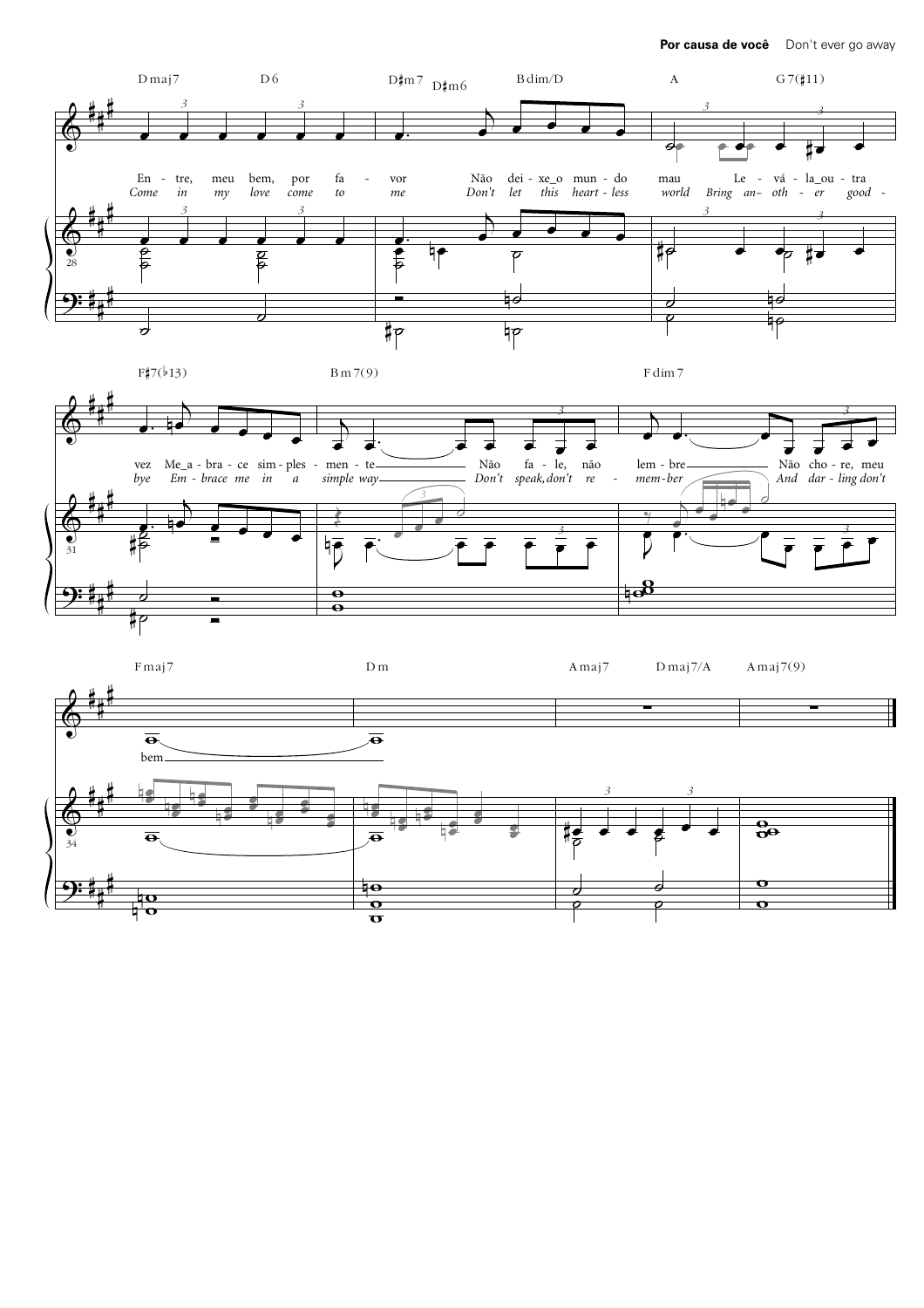Dmaj7 D6 D♯m7 D♯m6 Bdim/D A G7(♯11)

En - tre, meu bem, por fa - vor Não dei - xe_o mun - do mau Le - vá - la_ou - tra

*Come in my love come to me Don't let this heart - less world Bring an- oth - er good -*

F♯7(♭13) Bm7(9) Fdim7

vez Me_a - bra - ce sim - ples - men - te Não fa - le, não lem - bre Não cho - re, meu

*bye Em - brace me in a simple way Don't speak, don't re - mem - ber And dar - ling don't*

Fmaj7 Dm Amaj7 Dmaj7/A Amaj7(9)

bem